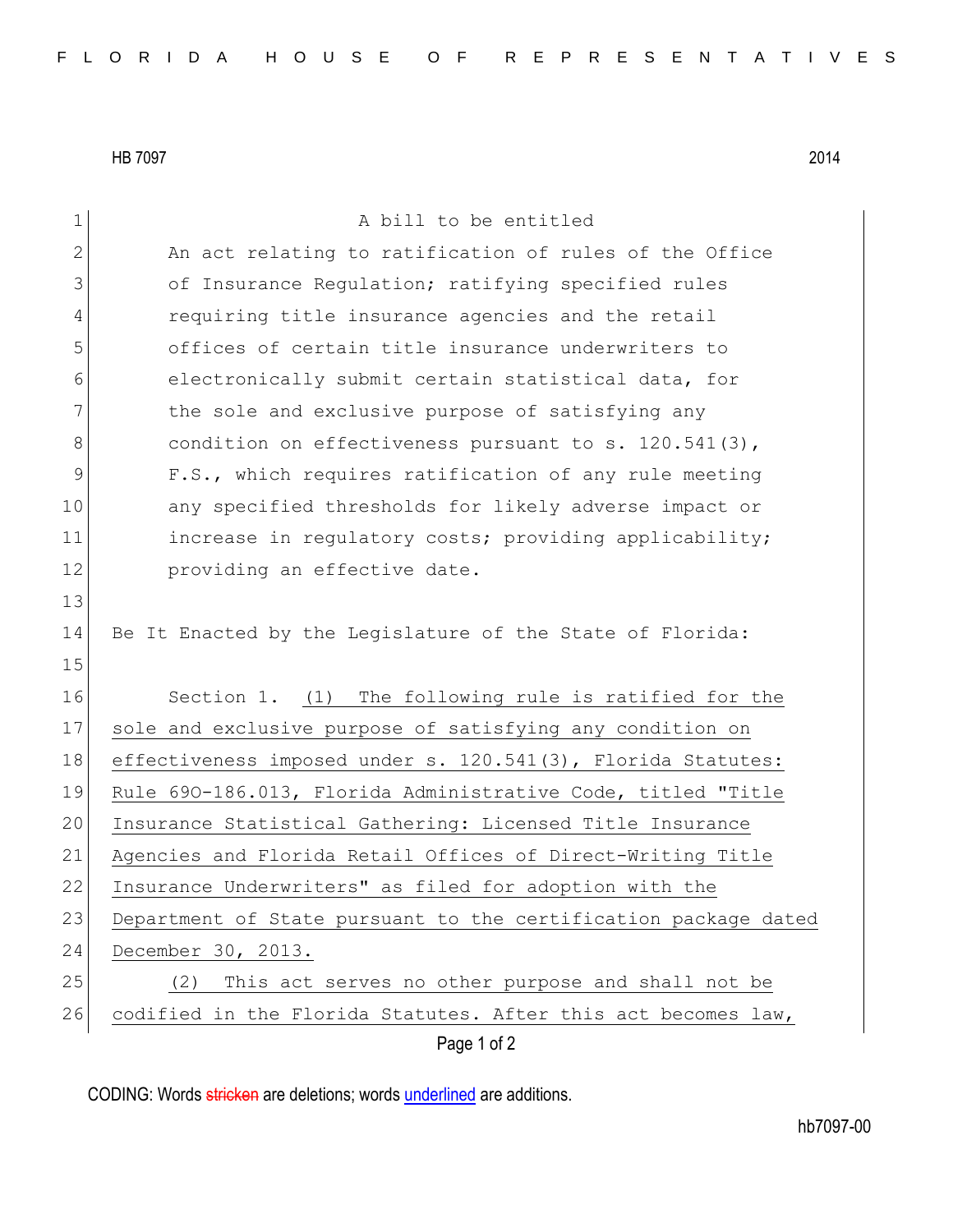HB 7097 2014

A bill to be entitled

An act relating to ratification of rules of the Office of Insurance Regulation; ratifying specified rules requiring title insurance agencies and the retail offices of certain title insurance underwriters to electronically submit certain statistical data, for the sole and exclusive purpose of satisfying any condition on effectiveness pursuant to s. 120.541(3), F.S., which requires ratification of any rule meeting any specified thresholds for likely adverse impact or increase in regulatory costs; providing applicability; providing an effective date.

Be It Enacted by the Legislature of the State of Florida:

Section 1. (1) The following rule is ratified for the sole and exclusive purpose of satisfying any condition on effectiveness imposed under s. 120.541(3), Florida Statutes: Rule 69O-186.013, Florida Administrative Code, titled "Title Insurance Statistical Gathering: Licensed Title Insurance Agencies and Florida Retail Offices of Direct-Writing Title Insurance Underwriters" as filed for adoption with the Department of State pursuant to the certification package dated December 30, 2013.

(2) This act serves no other purpose and shall not be codified in the Florida Statutes. After this act becomes law,

CODING: Words stricken are deletions; words underlined are additions.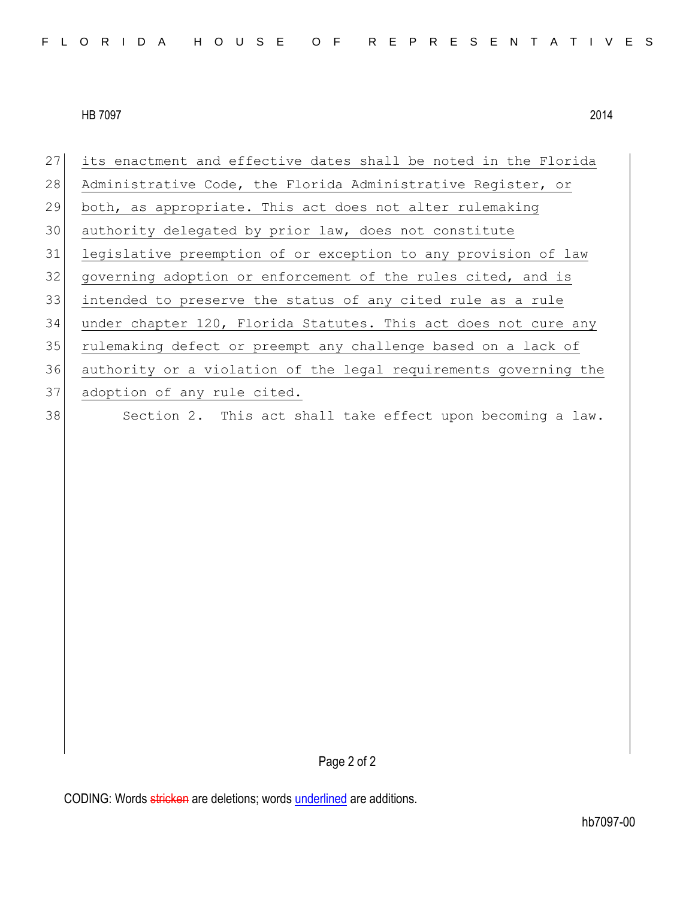its enactment and effective dates shall be noted in the Florida Administrative Code, the Florida Administrative Register, or both, as appropriate. This act does not alter rulemaking authority delegated by prior law, does not constitute legislative preemption of or exception to any provision of law governing adoption or enforcement of the rules cited, and is intended to preserve the status of any cited rule as a rule under chapter 120, Florida Statutes. This act does not cure any rulemaking defect or preempt any challenge based on a lack of authority or a violation of the legal requirements governing the adoption of any rule cited.

Section 2. This act shall take effect upon becoming a law.

CODING: Words stricken are deletions; words underlined are additions.